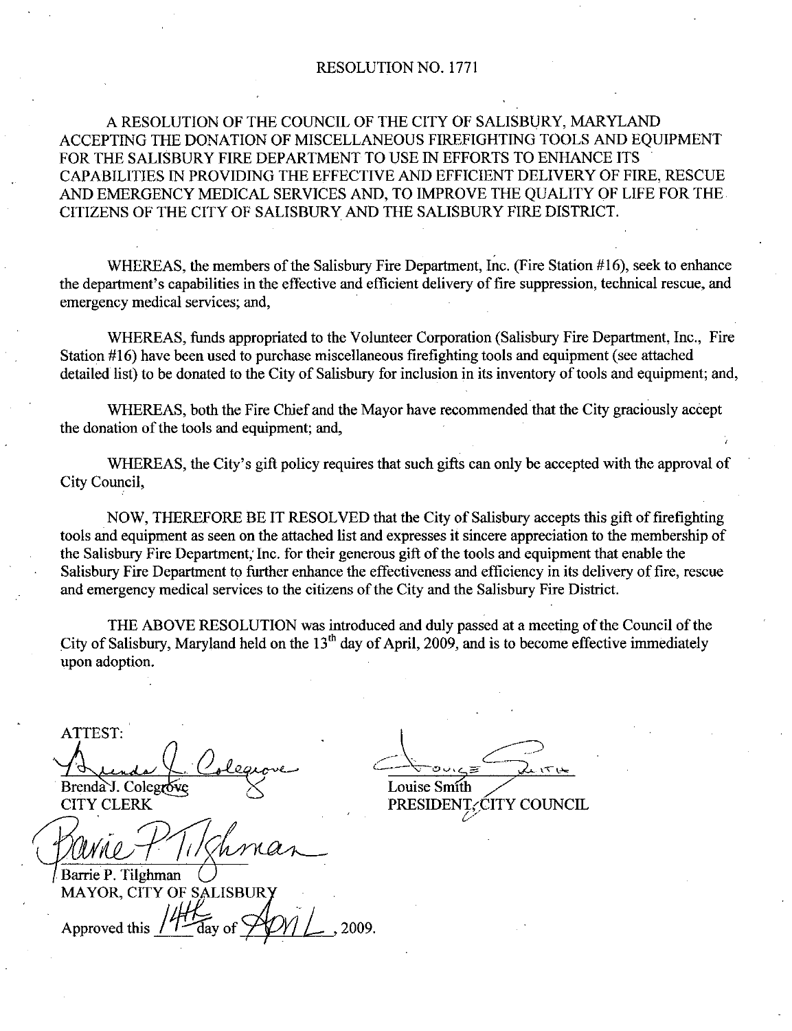# RESOLUTION NO. 1771

A RESOLUTION OF THE COUNCIL OF THE CITY OF SALISBURY, MARYLAND ACCEPTING THE DONATION OF MISCELLANEOUS FIREFIGHTING TOOLS AND EQUIPMENT FOR THE SALISBURY FIRE DEPARTMENT TO USE IN EFFORTS TO ENHANCE ITS CAPABILITIES IN PROVIDING THE EFFECTIVE AND EFFICIENT DELIVERY OF FIRE, RESCUE AND EMERGENCY MEDICAL SERVICES AND, TO IMPROVE THE QUALITY OF LIFE FOR THE CITIZENS OF THE CITY OF SALISBURY AND THE SALISBURY FIRE DISTRICT.

WHEREAS, the members of the Salisbury Fire Department, Inc. (Fire Station #16), seek to enhance the department's capabilities in the effective and efficient delivery of fire suppression, technical rescue, and emergency medical services; and,

WHEREAS, funds appropriated to the Volunteer Corporation (Salisbury Fire Department, Inc., Fire Station #16) have been used to purchase miscellaneous firefighting tools and equipment (see attached detailed list) to be donated to the City of Salisbury for inclusion in its inventory of tools and equipment; and,

WHEREAS, both the Fire Chief and the Mayor have recommended that the City graciously accept the donation of the tools and equipment; and,

WHEREAS, the City's gift policy requires that such gifts can only be accepted with the approval of City Council,

NOW, THEREFORE BE IT RESOLVED that the City of Salisbury accepts this gift of firefighting tools and equipment as seen on the attached list and expresses it sincere appreciation to the membership of the Salisbury Fire Department, Inc. for their generous gift of the tools and equipment that enable the Salisbury Fire Department to further enhance the effectiveness and efficiency in its delivery of fire, rescue and emergency medical services to the citizens of the City and the Salisbury Fire District.

THE ABOVE RESOLUTION was introduced and duly passed at a meeting of the Council of the City of Salisbury, Maryland held on the 13th day of April, 2009, and is to become effective immediately upon adoption.

ATTEST:

Brenda J. Colegrove
CITY CLERK

Louise Smith
PRESIDENT, CITY COUNCIL

Barrie P. Tilghman
MAYOR, CITY OF SALISBURY

Approved this 14th day of April, 2009.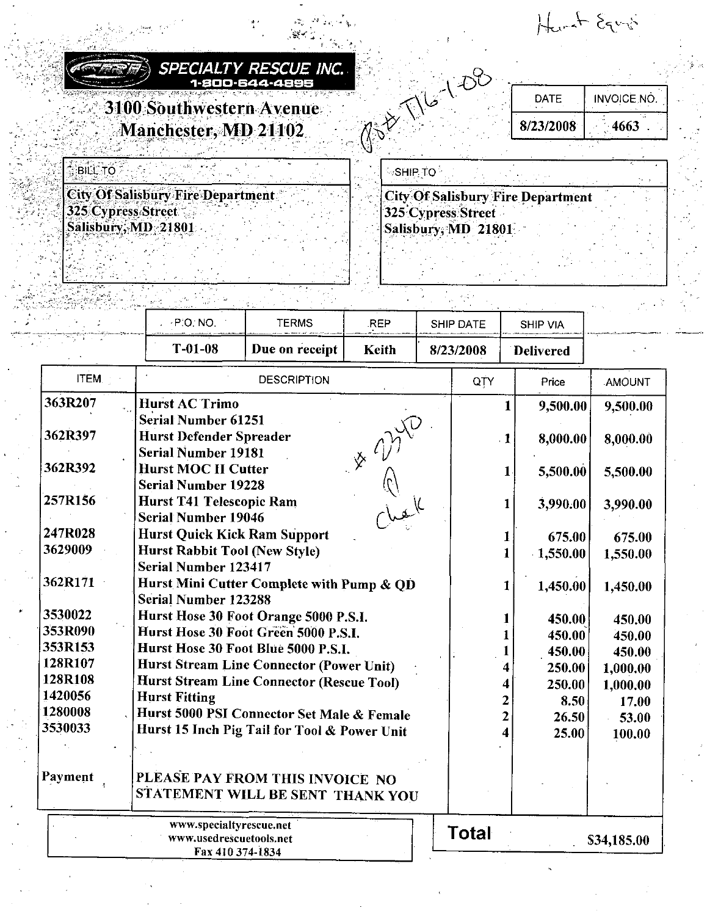Hurst Equip

**SPECIALTY RESCUE INC.**
**1-800-644-4895**

**3100 Southwestern Avenue**
**Manchester, MD 21102**

P.O.# T16-1-08

| DATE | INVOICE NO. |
|---|---|
| 8/23/2008 | 4663 |

| BILL TO | SHIP TO |
|---|---|
| City Of Salisbury Fire Department<br>325 Cypress Street<br>Salisbury, MD 21801 | City Of Salisbury Fire Department<br>325 Cypress Street<br>Salisbury, MD 21801 |

| P.O. NO. | TERMS | REP | SHIP DATE | SHIP VIA |
|---|---|---|---|---|
| T-01-08 | Due on receipt | Keith | 8/23/2008 | Delivered |

| ITEM | DESCRIPTION | QTY | Price | AMOUNT |
|---|---|---|---|---|
| 363R207 | Hurst AC Trimo<br>Serial Number 61251 | 1 | 9,500.00 | 9,500.00 |
| 362R397 | Hurst Defender Spreader<br>Serial Number 19181 | 1 | 8,000.00 | 8,000.00 |
| 362R392 | Hurst MOC II Cutter<br>Serial Number 19228 | 1 | 5,500.00 | 5,500.00 |
| 257R156 | Hurst T41 Telescopic Ram<br>Serial Number 19046 | 1 | 3,990.00 | 3,990.00 |
| 247R028 | Hurst Quick Kick Ram Support | 1 | 675.00 | 675.00 |
| 3629009 | Hurst Rabbit Tool (New Style)<br>Serial Number 123417 | 1 | 1,550.00 | 1,550.00 |
| 362R171 | Hurst Mini Cutter Complete with Pump & QD<br>Serial Number 123288 | 1 | 1,450.00 | 1,450.00 |
| 3530022 | Hurst Hose 30 Foot Orange 5000 P.S.I. | 1 | 450.00 | 450.00 |
| 353R090 | Hurst Hose 30 Foot Green 5000 P.S.I. | 1 | 450.00 | 450.00 |
| 353R153 | Hurst Hose 30 Foot Blue 5000 P.S.I. | 1 | 450.00 | 450.00 |
| 128R107 | Hurst Stream Line Connector (Power Unit) | 4 | 250.00 | 1,000.00 |
| 128R108 | Hurst Stream Line Connector (Rescue Tool) | 4 | 250.00 | 1,000.00 |
| 1420056 | Hurst Fitting | 2 | 8.50 | 17.00 |
| 1280008 | Hurst 5000 PSI Connector Set Male & Female | 2 | 26.50 | 53.00 |
| 3530033 | Hurst 15 Inch Pig Tail for Tool & Power Unit | 4 | 25.00 | 100.00 |
| Payment | PLEASE PAY FROM THIS INVOICE NO STATEMENT WILL BE SENT THANK YOU | | | |

#2340 A Check

www.specialtyrescue.net
www.usedrescuetools.net
Fax 410 374-1834

**Total** $34,185.00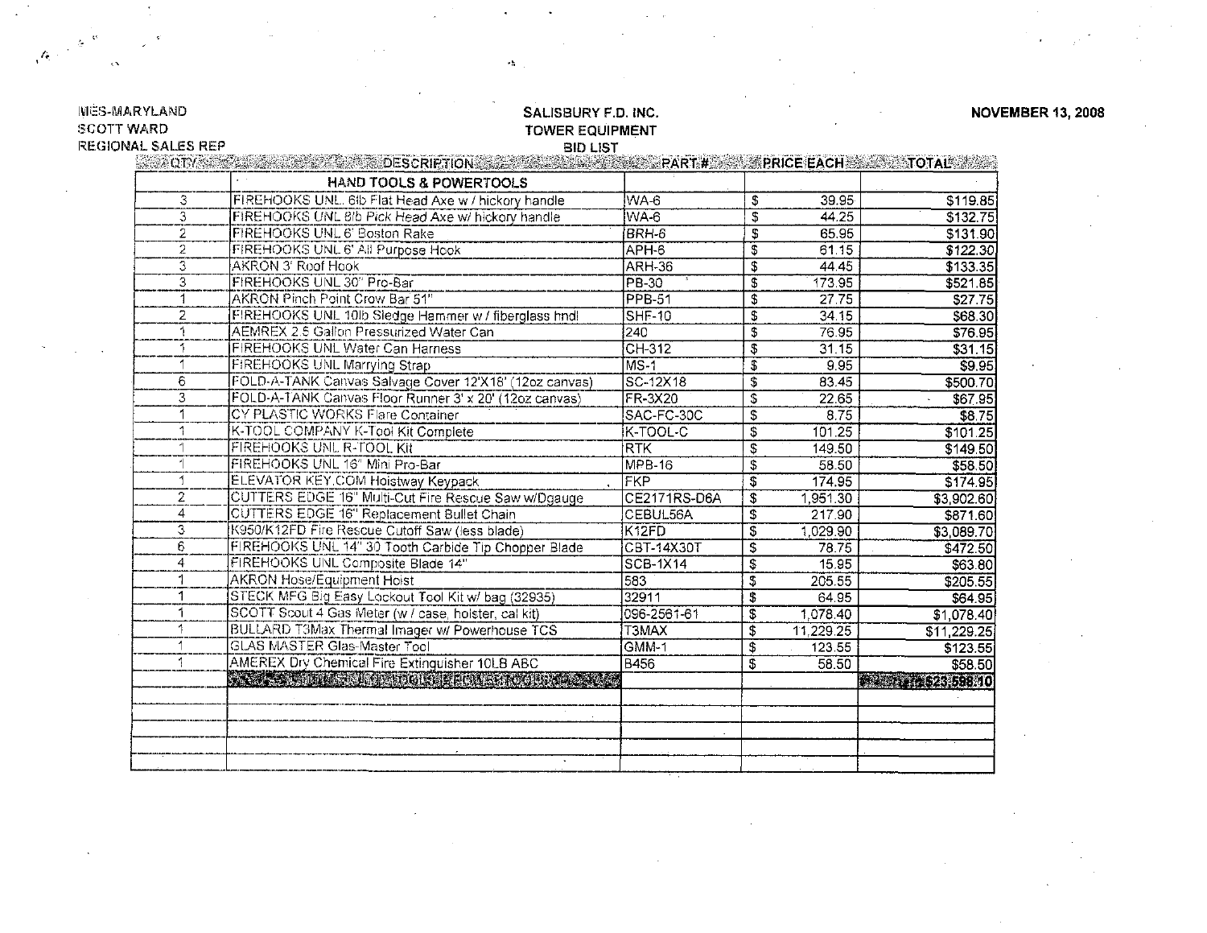MES-MARYLAND
SCOTT WARD
REGIONAL SALES REP

**SALISBURY F.D. INC.**
**TOWER EQUIPMENT**
**BID LIST**

**NOVEMBER 13, 2008**

| QTY | DESCRIPTION | PART # | PRICE EACH | TOTAL |
|---|---|---|---|---|
| | **HAND TOOLS & POWERTOOLS** | | | |
| 3 | FIREHOOKS UNL. 6lb Flat Head Axe w / hickory handle | WA-6 | $ 39.95 | $119.85 |
| 3 | FIREHOOKS UNL 8lb Pick Head Axe w/ hickory handle | WA-6 | $ 44.25 | $132.75 |
| 2 | FIREHOOKS UNL 6' Boston Rake | BRH-6 | $ 65.95 | $131.90 |
| 2 | FIREHOOKS UNL 6' All Purpose Hook | APH-6 | $ 61.15 | $122.30 |
| 3 | AKRON 3' Roof Hook | ARH-36 | $ 44.45 | $133.35 |
| 3 | FIREHOOKS UNL 30" Pro-Bar | PB-30 | $ 173.95 | $521.85 |
| 1 | AKRON Pinch Point Crow Bar 51" | PPB-51 | $ 27.75 | $27.75 |
| 2 | FIREHOOKS UNL 10lb Sledge Hammer w / fiberglass hndl | SHF-10 | $ 34.15 | $68.30 |
| 1 | AEMREX 2.5 Gallon Pressurized Water Can | 240 | $ 76.95 | $76.95 |
| 1 | FIREHOOKS UNL Water Can Harness | CH-312 | $ 31.15 | $31.15 |
| 1 | FIREHOOKS UNL Marrying Strap | MS-1 | $ 9.95 | $9.95 |
| 6 | FOLD-A-TANK Canvas Salvage Cover 12'X18' (12oz canvas) | SC-12X18 | $ 83.45 | $500.70 |
| 3 | FOLD-A-TANK Canvas Floor Runner 3' x 20' (12oz canvas) | FR-3X20 | $ 22.65 | $67.95 |
| 1 | CY PLASTIC WORKS Flare Container | SAC-FC-30C | $ 8.75 | $8.75 |
| 1 | K-TOOL COMPANY K-Tool Kit Complete | K-TOOL-C | $ 101.25 | $101.25 |
| 1 | FIREHOOKS UNL R-TOOL Kit | RTK | $ 149.50 | $149.50 |
| 1 | FIREHOOKS UNL 16" Mini Pro-Bar | MPB-16 | $ 58.50 | $58.50 |
| 1 | ELEVATOR KEY.COM Hoistway Keypack | FKP | $ 174.95 | $174.95 |
| 2 | CUTTERS EDGE 16" Multi-Cut Fire Rescue Saw w/Dgauge | CE2171RS-D6A | $ 1,951.30 | $3,902.60 |
| 4 | CUTTERS EDGE 16" Replacement Bullet Chain | CEBUL56A | $ 217.90 | $871.60 |
| 3 | K950/K12FD Fire Rescue Cutoff Saw (less blade) | K12FD | $ 1,029.90 | $3,089.70 |
| 6 | FIREHOOKS UNL 14" 30 Tooth Carbide Tip Chopper Blade | CBT-14X30T | $ 78.75 | $472.50 |
| 4 | FIREHOOKS UNL Composite Blade 14" | SCB-1X14 | $ 15.95 | $63.80 |
| 1 | AKRON Hose/Equipment Hoist | 583 | $ 205.55 | $205.55 |
| 1 | STECK MFG Big Easy Lockout Tool Kit w/ bag (32935) | 32911 | $ 64.95 | $64.95 |
| 1 | SCOTT Scout 4 Gas Meter (w / case, holster, cal kit) | 096-2561-61 | $ 1,078.40 | $1,078.40 |
| 1 | BULLARD T3Max Thermal Imager w/ Powerhouse TCS | T3MAX | $ 11,229.25 | $11,229.25 |
| 1 | GLAS MASTER Glas-Master Tool | GMM-1 | $ 123.55 | $123.55 |
| 1 | AMEREX Dry Chemical Fire Extinguisher 10LB ABC | B456 | $ 58.50 | $58.50 |
| | SUBTOTAL HAND TOOLS & POWERTOOLS | | | $23,598.10 |
| | | | | |
| | | | | |
| | | | | |
| | | | | |
| | | | | |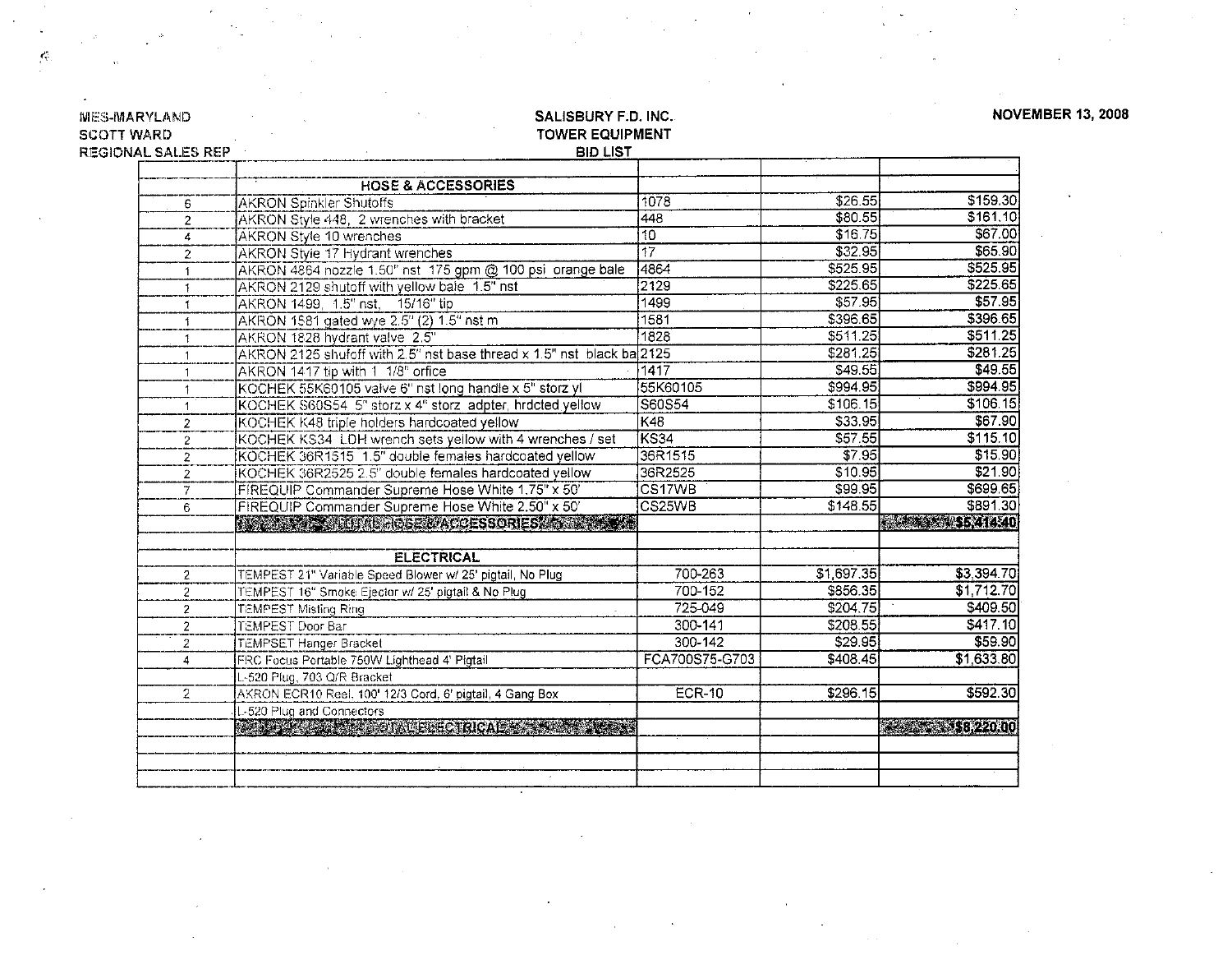MES-MARYLAND
SCOTT WARD
REGIONAL SALES REP

SALISBURY F.D. INC.
TOWER EQUIPMENT
BID LIST

NOVEMBER 13, 2008

| | | | | |
|---|---|---|---|---|
| | **HOSE & ACCESSORIES** | | | |
| 6 | AKRON Spinkler Shutoffs | 1078 | $26.55 | $159.30 |
| 2 | AKRON Style 448, 2 wrenches with bracket | 448 | $80.55 | $161.10 |
| 4 | AKRON Style 10 wrenches | 10 | $16.75 | $67.00 |
| 2 | AKRON Style 17 Hydrant wrenches | 17 | $32.95 | $65.90 |
| 1 | AKRON 4864 nozzle 1.50" nst 175 gpm @ 100 psi orange bale | 4864 | $525.95 | $525.95 |
| 1 | AKRON 2129 shutoff with yellow bale 1.5" nst | 2129 | $225.65 | $225.65 |
| 1 | AKRON 1499, 1.5" nst, 15/16" tip | 1499 | $57.95 | $57.95 |
| 1 | AKRON 1581 gated wye 2.5" (2) 1.5" nst m | 1581 | $396.65 | $396.65 |
| 1 | AKRON 1828 hydrant valve 2.5" | 1828 | $511.25 | $511.25 |
| 1 | AKRON 2125 shufoff with 2.5" nst base thread x 1.5" nst black ba | 2125 | $281.25 | $281.25 |
| 1 | AKRON 1417 tip with 1 1/8" office | 1417 | $49.55 | $49.55 |
| 1 | KOCHEK 55K60105 valve 6" nst long handle x 5" storz yl | 55K60105 | $994.95 | $994.95 |
| 1 | KOCHEK S60S54 5" storz x 4" storz adpter, hrdcted yellow | S60S54 | $106.15 | $106.15 |
| 2 | KOCHEK K48 triple holders hardcoated yellow | K48 | $33.95 | $67.90 |
| 2 | KOCHEK KS34 LDH wrench sets yellow with 4 wrenches / set | KS34 | $57.55 | $115.10 |
| 2 | KOCHEK 36R1515 1.5" double females hardcoated yellow | 36R1515 | $7.95 | $15.90 |
| 2 | KOCHEK 36R2525 2.5" double females hardcoated yellow | 36R2525 | $10.95 | $21.90 |
| 7 | FIREQUIP Commander Supreme Hose White 1.75" x 50' | CS17WB | $99.95 | $699.65 |
| 6 | FIREQUIP Commander Supreme Hose White 2.50" x 50' | CS25WB | $148.55 | $891.30 |
| | TOTAL HOSE & ACCESSORIES | | | $5,414.40 |
| | | | | |
| | **ELECTRICAL** | | | |
| 2 | TEMPEST 21" Variable Speed Blower w/ 25' pigtail, No Plug | 700-263 | $1,697.35 | $3,394.70 |
| 2 | TEMPEST 16" Smoke Ejector w/ 25' pigtail & No Plug | 700-152 | $856.35 | $1,712.70 |
| 2 | TEMPEST Misting Ring | 725-049 | $204.75 | $409.50 |
| 2 | TEMPEST Door Bar | 300-141 | $208.55 | $417.10 |
| 2 | TEMPSET Hanger Bracket | 300-142 | $29.95 | $59.90 |
| 4 | FRC Focus Portable 750W Lighthead 4' Pigtail | FCA700S75-G703 | $408.45 | $1,633.80 |
| | L-520 Plug, 703 Q/R Bracket | | | |
| 2 | AKRON ECR10 Reel, 100' 12/3 Cord, 6' pigtail, 4 Gang Box | ECR-10 | $296.15 | $592.30 |
| | L-520 Plug and Connectors | | | |
| | TOTAL ELECTRICAL | | | $8,220.00 |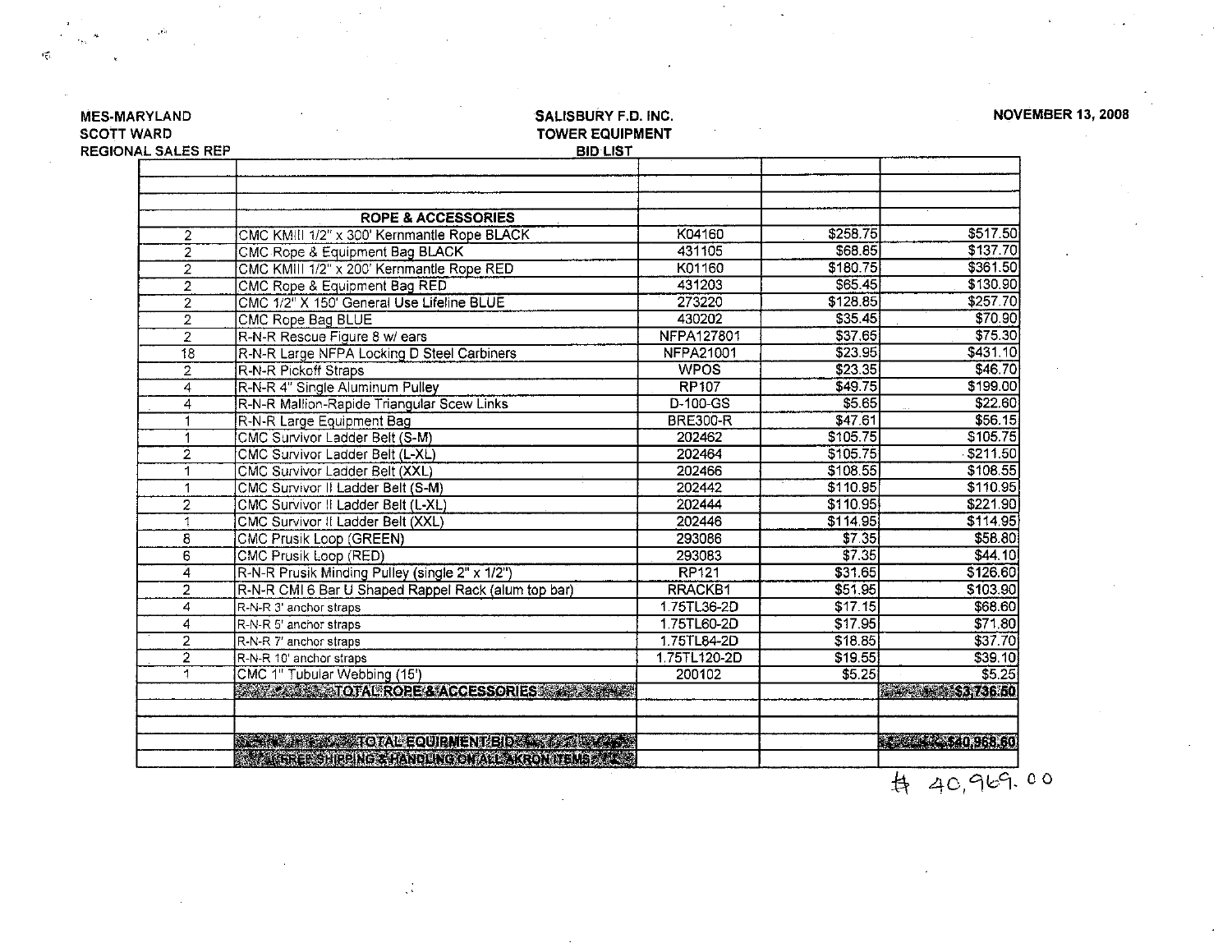MES-MARYLAND
SCOTT WARD
REGIONAL SALES REP

**SALISBURY F.D. INC.**
**TOWER EQUIPMENT**
**BID LIST**

**NOVEMBER 13, 2008**

| | | | | |
|---|---|---|---|---|
| | | | | |
| | | | | |
| | **ROPE & ACCESSORIES** | | | |
| 2 | CMC KMIII 1/2" x 300' Kernmantle Rope BLACK | K04160 | $258.75 | $517.50 |
| 2 | CMC Rope & Equipment Bag BLACK | 431105 | $68.85 | $137.70 |
| 2 | CMC KMIII 1/2" x 200' Kernmantle Rope RED | K01160 | $180.75 | $361.50 |
| 2 | CMC Rope & Equipment Bag RED | 431203 | $65.45 | $130.90 |
| 2 | CMC 1/2" X 150' General Use Lifeline BLUE | 273220 | $128.85 | $257.70 |
| 2 | CMC Rope Bag BLUE | 430202 | $35.45 | $70.90 |
| 2 | R-N-R Rescue Figure 8 w/ ears | NFPA127801 | $37.65 | $75.30 |
| 18 | R-N-R Large NFPA Locking D Steel Carbiners | NFPA21001 | $23.95 | $431.10 |
| 2 | R-N-R Pickoff Straps | WPOS | $23.35 | $46.70 |
| 4 | R-N-R 4" Single Aluminum Pulley | RP107 | $49.75 | $199.00 |
| 4 | R-N-R Mallion-Rapide Triangular Scew Links | D-100-GS | $5.65 | $22.60 |
| 1 | R-N-R Large Equipment Bag | BRE300-R | $47.61 | $56.15 |
| 1 | CMC Survivor Ladder Belt (S-M) | 202462 | $105.75 | $105.75 |
| 2 | CMC Survivor Ladder Belt (L-XL) | 202464 | $105.75 | $211.50 |
| 1 | CMC Survivor Ladder Belt (XXL) | 202466 | $108.55 | $108.55 |
| 1 | CMC Survivor II Ladder Belt (S-M) | 202442 | $110.95 | $110.95 |
| 2 | CMC Survivor II Ladder Belt (L-XL) | 202444 | $110.95 | $221.90 |
| 1 | CMC Survivor II Ladder Belt (XXL) | 202446 | $114.95 | $114.95 |
| 8 | CMC Prusik Loop (GREEN) | 293086 | $7.35 | $58.80 |
| 6 | CMC Prusik Loop (RED) | 293083 | $7.35 | $44.10 |
| 4 | R-N-R Prusik Minding Pulley (single 2" x 1/2") | RP121 | $31.65 | $126.60 |
| 2 | R-N-R CMI 6 Bar U Shaped Rappel Rack (alum top bar) | RRACKB1 | $51.95 | $103.90 |
| 4 | R-N-R 3' anchor straps | 1.75TL36-2D | $17.15 | $68.60 |
| 4 | R-N-R 5' anchor straps | 1.75TL60-2D | $17.95 | $71.80 |
| 2 | R-N-R 7' anchor straps | 1.75TL84-2D | $18.85 | $37.70 |
| 2 | R-N-R 10' anchor straps | 1.75TL120-2D | $19.55 | $39.10 |
| 1 | CMC 1" Tubular Webbing (15') | 200102 | $5.25 | $5.25 |
| | **TOTAL ROPE & ACCESSORIES** | | | **$3,736.50** |
| | | | | |
| | | | | |
| | **TOTAL EQUIPMENT BID** | | | **$40,968.60** |
| | **FREE SHIPPING & HANDLING ON ALL AKRON ITEMS** | | | |

$ 40,969.00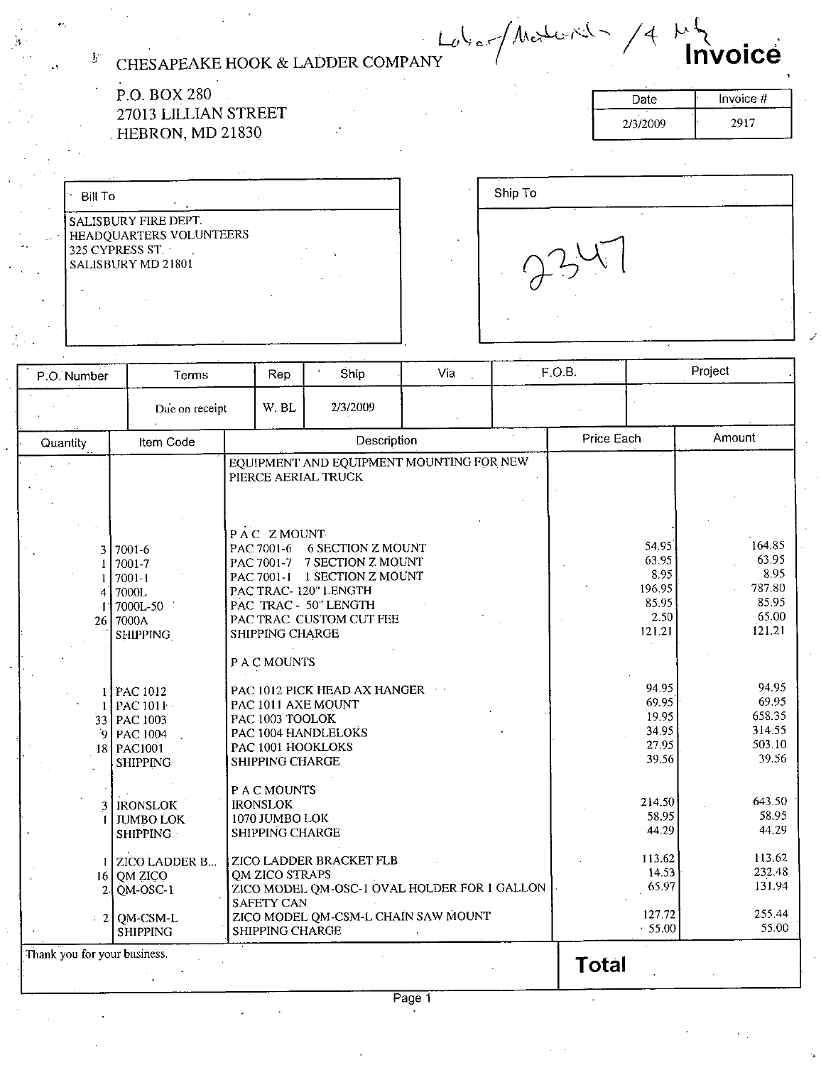Labor/Materials /4 Mg

# Invoice

CHESAPEAKE HOOK & LADDER COMPANY

P.O. BOX 280
27013 LILLIAN STREET
HEBRON, MD 21830

| Date | Invoice # |
| --- | --- |
| 2/3/2009 | 2917 |

| Bill To |
| --- |
| SALISBURY FIRE DEPT.<br>HEADQUARTERS VOLUNTEERS<br>325 CYPRESS ST.<br>SALISBURY MD 21801 |

| Ship To |
| --- |
| 2347 |

| P.O. Number | Terms | Rep | Ship | Via | F.O.B. | Project |
| --- | --- | --- | --- | --- | --- | --- |
| | Due on receipt | W. BL | 2/3/2009 | | | |

| Quantity | Item Code | Description | Price Each | Amount |
| --- | --- | --- | --- | --- |
| | | EQUIPMENT AND EQUIPMENT MOUNTING FOR NEW PIERCE AERIAL TRUCK | | |
| | | P A C Z MOUNT | | |
| 3 | 7001-6 | PAC 7001-6 6 SECTION Z MOUNT | 54.95 | 164.85 |
| 1 | 7001-7 | PAC 7001-7 7 SECTION Z MOUNT | 63.95 | 63.95 |
| 1 | 7001-1 | PAC 7001-1 1 SECTION Z MOUNT | 8.95 | 8.95 |
| 4 | 7000L | PAC TRAC- 120" LENGTH | 196.95 | 787.80 |
| 1 | 7000L-50 | PAC TRAC - 50" LENGTH | 85.95 | 85.95 |
| 26 | 7000A | PAC TRAC CUSTOM CUT FEE | 2.50 | 65.00 |
| | SHIPPING | SHIPPING CHARGE | 121.21 | 121.21 |
| | | P A C MOUNTS | | |
| 1 | PAC 1012 | PAC 1012 PICK HEAD AX HANGER | 94.95 | 94.95 |
| 1 | PAC 1011 | PAC 1011 AXE MOUNT | 69.95 | 69.95 |
| 33 | PAC 1003 | PAC 1003 TOOLOK | 19.95 | 658.35 |
| 9 | PAC 1004 | PAC 1004 HANDLELOKS | 34.95 | 314.55 |
| 18 | PAC1001 | PAC 1001 HOOKLOKS | 27.95 | 503.10 |
| | SHIPPING | SHIPPING CHARGE | 39.56 | 39.56 |
| | | P A C MOUNTS | | |
| 3 | IRONSLOK | IRONSLOK | 214.50 | 643.50 |
| 1 | JUMBO LOK | 1070 JUMBO LOK | 58.95 | 58.95 |
| | SHIPPING | SHIPPING CHARGE | 44.29 | 44.29 |
| 1 | ZICO LADDER B... | ZICO LADDER BRACKET FLB | 113.62 | 113.62 |
| 16 | QM ZICO | QM ZICO STRAPS | 14.53 | 232.48 |
| 2 | QM-OSC-1 | ZICO MODEL QM-OSC-1 OVAL HOLDER FOR 1 GALLON SAFETY CAN | 65.97 | 131.94 |
| 2 | QM-CSM-L | ZICO MODEL QM-CSM-L CHAIN SAW MOUNT | 127.72 | 255.44 |
| | SHIPPING | SHIPPING CHARGE | 55.00 | 55.00 |

Thank you for your business.

**Total**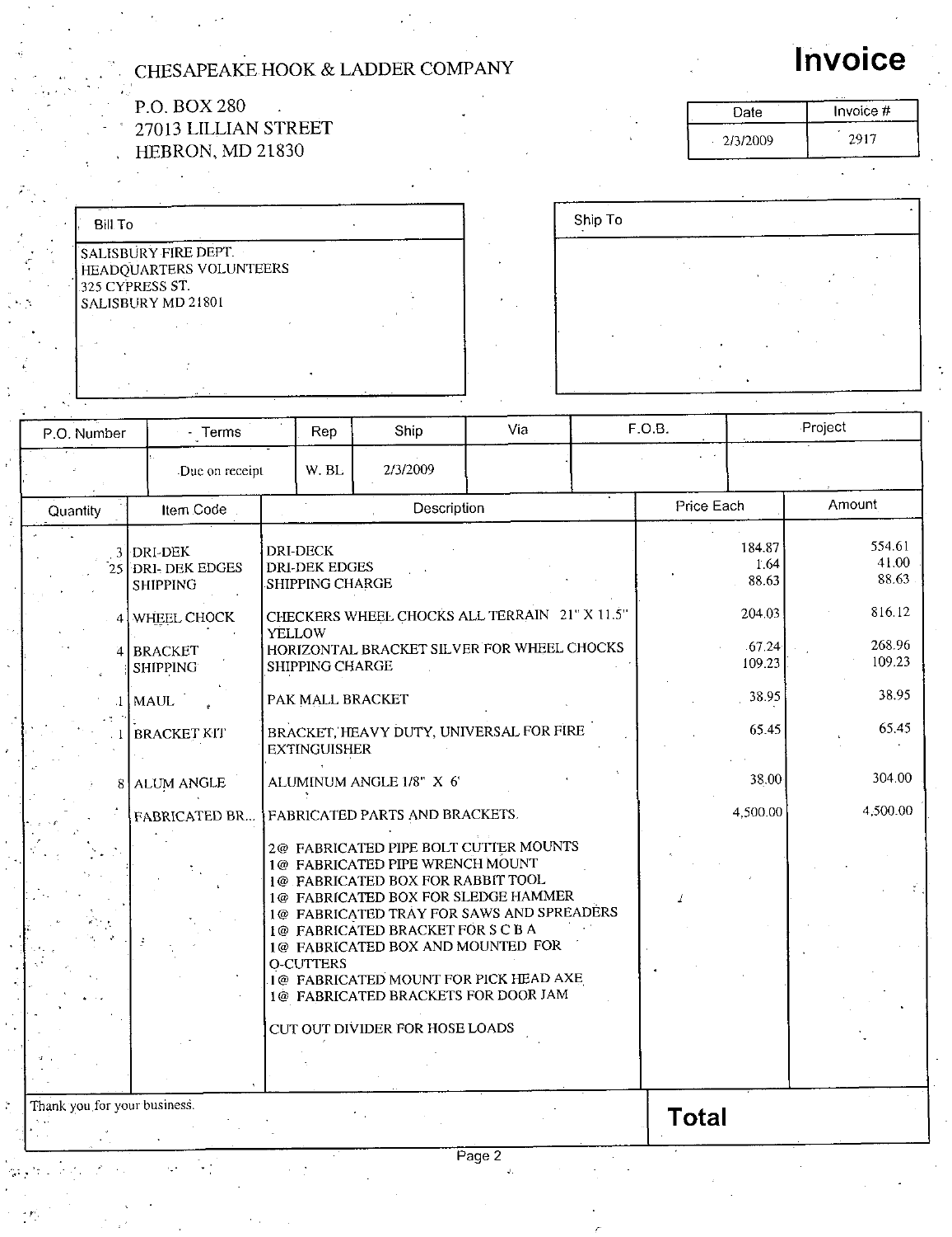CHESAPEAKE HOOK & LADDER COMPANY

P.O. BOX 280
27013 LILLIAN STREET
HEBRON, MD 21830

# Invoice

| Date | Invoice # |
|---|---|
| 2/3/2009 | 2917 |

| Bill To |
|---|
| SALISBURY FIRE DEPT.<br>HEADQUARTERS VOLUNTEERS<br>325 CYPRESS ST.<br>SALISBURY MD 21801 |

| Ship To |
|---|
| |

| P.O. Number | Terms | Rep | Ship | Via | F.O.B. | Project |
|---|---|---|---|---|---|---|
| | Due on receipt | W. BL | 2/3/2009 | | | |

| Quantity | Item Code | Description | Price Each | Amount |
|---|---|---|---|---|
| 3 | DRI-DEK | DRI-DECK | 184.87 | 554.61 |
| 25 | DRI- DEK EDGES | DRI-DEK EDGES | 1.64 | 41.00 |
| | SHIPPING | SHIPPING CHARGE | 88.63 | 88.63 |
| 4 | WHEEL CHOCK | CHECKERS WHEEL CHOCKS ALL TERRAIN 21" X 11.5" YELLOW | 204.03 | 816.12 |
| 4 | BRACKET | HORIZONTAL BRACKET SILVER FOR WHEEL CHOCKS | 67.24 | 268.96 |
| | SHIPPING | SHIPPING CHARGE | 109.23 | 109.23 |
| 1 | MAUL | PAK MALL BRACKET | 38.95 | 38.95 |
| 1 | BRACKET KIT | BRACKET, HEAVY DUTY, UNIVERSAL FOR FIRE EXTINGUISHER | 65.45 | 65.45 |
| 8 | ALUM ANGLE | ALUMINUM ANGLE 1/8" X 6' | 38.00 | 304.00 |
| | FABRICATED BR... | FABRICATED PARTS AND BRACKETS. | 4,500.00 | 4,500.00 |
| | | 2@ FABRICATED PIPE BOLT CUTTER MOUNTS<br>1@ FABRICATED PIPE WRENCH MOUNT<br>1@ FABRICATED BOX FOR RABBIT TOOL<br>1@ FABRICATED BOX FOR SLEDGE HAMMER<br>1@ FABRICATED TRAY FOR SAWS AND SPREADERS<br>1@ FABRICATED BRACKET FOR S C B A<br>1@ FABRICATED BOX AND MOUNTED FOR O-CUTTERS<br>1@ FABRICATED MOUNT FOR PICK HEAD AXE<br>1@ FABRICATED BRACKETS FOR DOOR JAM | | |
| | | CUT OUT DIVIDER FOR HOSE LOADS | | |

Thank you for your business.

**Total**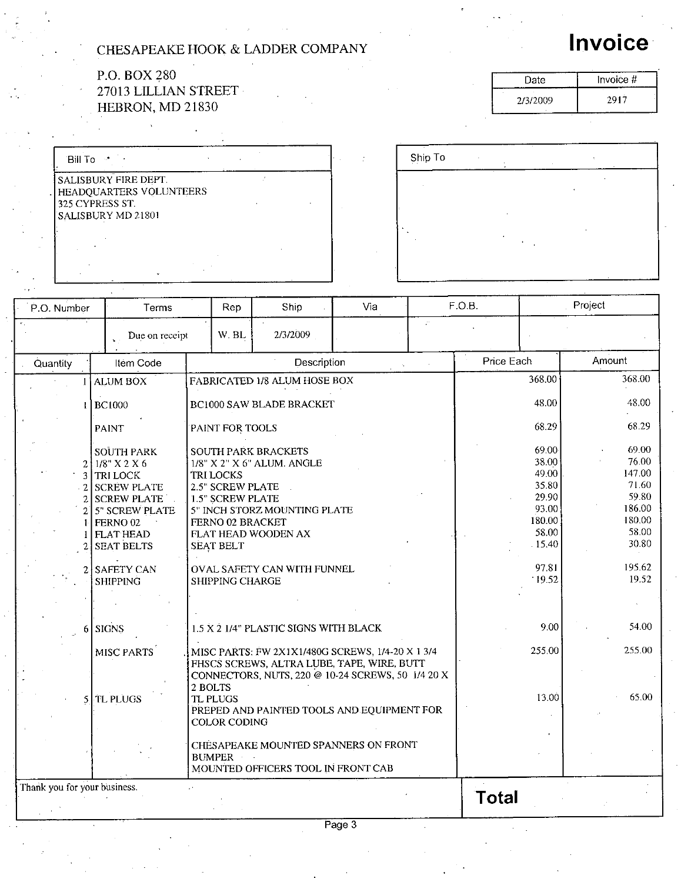# CHESAPEAKE HOOK & LADDER COMPANY

P.O. BOX 280
27013 LILLIAN STREET
HEBRON, MD 21830

# Invoice

| Date | Invoice # |
| --- | --- |
| 2/3/2009 | 2917 |

| Bill To | Ship To |
| --- | --- |
| SALISBURY FIRE DEPT.<br>HEADQUARTERS VOLUNTEERS<br>325 CYPRESS ST.<br>SALISBURY MD 21801 | |

| P.O. Number | Terms | Rep | Ship | Via | F.O.B. | Project |
| --- | --- | --- | --- | --- | --- | --- |
| | Due on receipt | W. BL | 2/3/2009 | | | |

| Quantity | Item Code | Description | Price Each | Amount |
| --- | --- | --- | --- | --- |
| 1 | ALUM BOX | FABRICATED 1/8 ALUM HOSE BOX | 368.00 | 368.00 |
| 1 | BC1000 | BC1000 SAW BLADE BRACKET | 48.00 | 48.00 |
| | PAINT | PAINT FOR TOOLS | 68.29 | 68.29 |
| | SOUTH PARK | SOUTH PARK BRACKETS | 69.00 | 69.00 |
| 2 | 1/8" X 2 X 6 | 1/8" X 2" X 6" ALUM. ANGLE | 38.00 | 76.00 |
| 3 | TRI LOCK | TRI LOCKS | 49.00 | 147.00 |
| 2 | SCREW PLATE | 2.5" SCREW PLATE | 35.80 | 71.60 |
| 2 | SCREW PLATE | 1.5" SCREW PLATE | 29.90 | 59.80 |
| 2 | 5" SCREW PLATE | 5" INCH STORZ MOUNTING PLATE | 93.00 | 186.00 |
| 1 | FERNO 02 | FERNO 02 BRACKET | 180.00 | 180.00 |
| 1 | FLAT HEAD | FLAT HEAD WOODEN AX | 58.00 | 58.00 |
| 2 | SEAT BELTS | SEAT BELT | 15.40 | 30.80 |
| 2 | SAFETY CAN | OVAL SAFETY CAN WITH FUNNEL | 97.81 | 195.62 |
| | SHIPPING | SHIPPING CHARGE | 19.52 | 19.52 |
| 6 | SIGNS | 1.5 X 2 1/4" PLASTIC SIGNS WITH BLACK | 9.00 | 54.00 |
| | MISC PARTS | MISC PARTS: FW 2X1X1/480G SCREWS, 1/4-20 X 1 3/4 FHSCS SCREWS, ALTRA LUBE, TAPE, WIRE, BUTT CONNECTORS, NUTS, 220 @ 10-24 SCREWS, 50 1/4 20 X 2 BOLTS | 255.00 | 255.00 |
| 5 | TL PLUGS | TL PLUGS | 13.00 | 65.00 |
| | | PREPED AND PAINTED TOOLS AND EQUIPMENT FOR COLOR CODING | | |
| | | CHESAPEAKE MOUNTED SPANNERS ON FRONT BUMPER | | |
| | | MOUNTED OFFICERS TOOL IN FRONT CAB | | |

Thank you for your business.

**Total**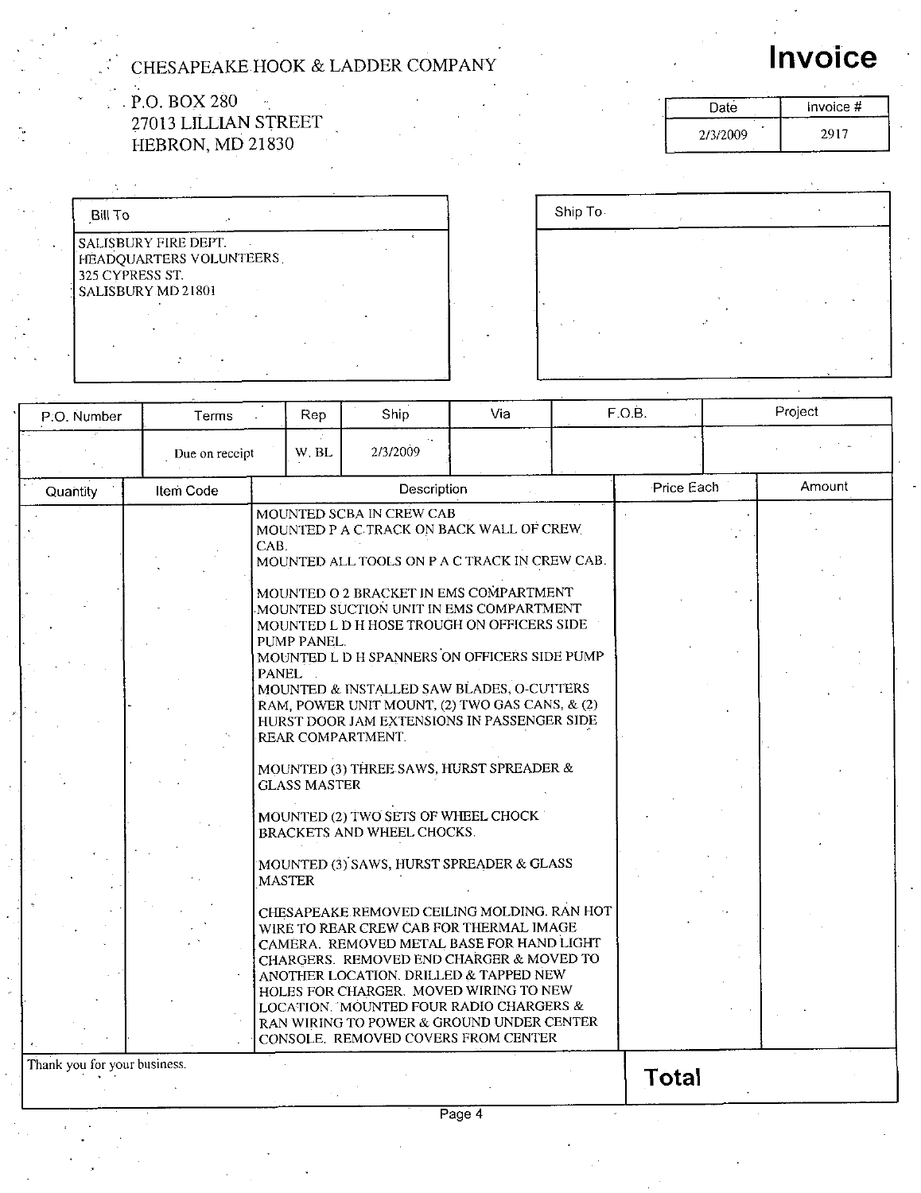CHESAPEAKE HOOK & LADDER COMPANY

P.O. BOX 280
27013 LILLIAN STREET
HEBRON, MD 21830

# Invoice

| Date | Invoice # |
|---|---|
| 2/3/2009 | 2917 |

| Bill To | Ship To |
|---|---|
| SALISBURY FIRE DEPT.<br>HEADQUARTERS VOLUNTEERS<br>325 CYPRESS ST.<br>SALISBURY MD 21801 | |

| P.O. Number | Terms | Rep | Ship | Via | F.O.B. | Project |
|---|---|---|---|---|---|---|
| | Due on receipt | W. BL | 2/3/2009 | | | |

| Quantity | Item Code | Description | Price Each | Amount |
|---|---|---|---|---|
| | | MOUNTED SCBA IN CREW CAB<br>MOUNTED P A C TRACK ON BACK WALL OF CREW CAB.<br>MOUNTED ALL TOOLS ON P A C TRACK IN CREW CAB.<br><br>MOUNTED O 2 BRACKET IN EMS COMPARTMENT<br>MOUNTED SUCTION UNIT IN EMS COMPARTMENT<br>MOUNTED L D H HOSE TROUGH ON OFFICERS SIDE PUMP PANEL.<br>MOUNTED L D H SPANNERS ON OFFICERS SIDE PUMP PANEL<br>MOUNTED & INSTALLED SAW BLADES, O-CUTTERS RAM, POWER UNIT MOUNT, (2) TWO GAS CANS, & (2) HURST DOOR JAM EXTENSIONS IN PASSENGER SIDE REAR COMPARTMENT.<br><br>MOUNTED (3) THREE SAWS, HURST SPREADER & GLASS MASTER<br><br>MOUNTED (2) TWO SETS OF WHEEL CHOCK BRACKETS AND WHEEL CHOCKS.<br><br>MOUNTED (3) SAWS, HURST SPREADER & GLASS MASTER<br><br>CHESAPEAKE REMOVED CEILING MOLDING. RAN HOT WIRE TO REAR CREW CAB FOR THERMAL IMAGE CAMERA. REMOVED METAL BASE FOR HAND LIGHT CHARGERS. REMOVED END CHARGER & MOVED TO ANOTHER LOCATION. DRILLED & TAPPED NEW HOLES FOR CHARGER. MOVED WIRING TO NEW LOCATION. MOUNTED FOUR RADIO CHARGERS & RAN WIRING TO POWER & GROUND UNDER CENTER CONSOLE. REMOVED COVERS FROM CENTER | | |

Thank you for your business.

**Total**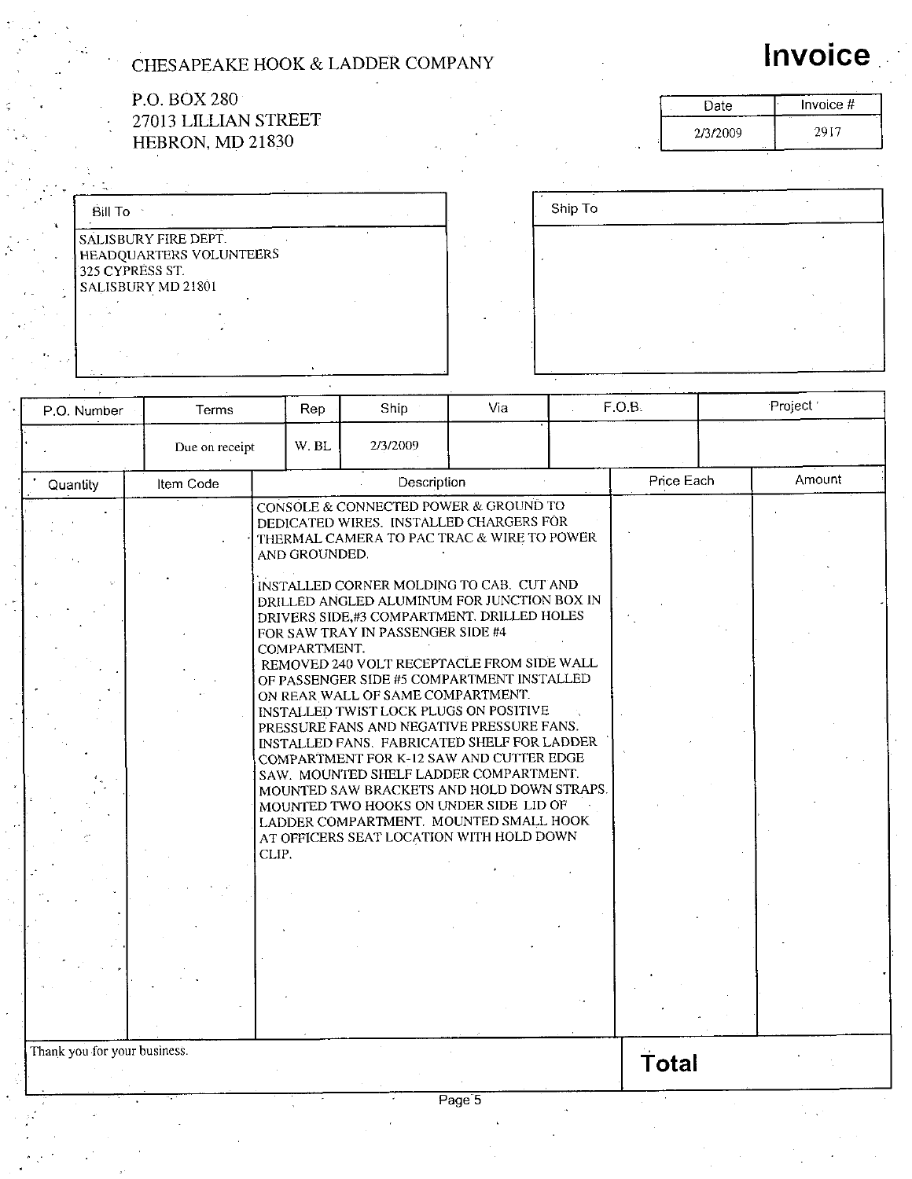CHESAPEAKE HOOK & LADDER COMPANY

P.O. BOX 280
27013 LILLIAN STREET
HEBRON, MD 21830

# Invoice

| Date | Invoice # |
|---|---|
| 2/3/2009 | 2917 |

| Bill To |
|---|
| SALISBURY FIRE DEPT.<br>HEADQUARTERS VOLUNTEERS<br>325 CYPRESS ST.<br>SALISBURY MD 21801 |

| Ship To |
|---|
| |

| P.O. Number | Terms | Rep | Ship | Via | F.O.B. | Project |
|---|---|---|---|---|---|---|
| | Due on receipt | W. BL | 2/3/2009 | | | |

| Quantity | Item Code | Description | Price Each | Amount |
|---|---|---|---|---|
| | | CONSOLE & CONNECTED POWER & GROUND TO DEDICATED WIRES. INSTALLED CHARGERS FOR THERMAL CAMERA TO PAC TRAC & WIRE TO POWER AND GROUNDED.<br><br>INSTALLED CORNER MOLDING TO CAB. CUT AND DRILLED ANGLED ALUMINUM FOR JUNCTION BOX IN DRIVERS SIDE,#3 COMPARTMENT. DRILLED HOLES FOR SAW TRAY IN PASSENGER SIDE #4 COMPARTMENT.<br>REMOVED 240 VOLT RECEPTACLE FROM SIDE WALL OF PASSENGER SIDE #5 COMPARTMENT INSTALLED ON REAR WALL OF SAME COMPARTMENT.<br>INSTALLED TWIST LOCK PLUGS ON POSITIVE PRESSURE FANS AND NEGATIVE PRESSURE FANS. INSTALLED FANS. FABRICATED SHELF FOR LADDER COMPARTMENT FOR K-12 SAW AND CUTTER EDGE SAW. MOUNTED SHELF LADDER COMPARTMENT. MOUNTED SAW BRACKETS AND HOLD DOWN STRAPS. MOUNTED TWO HOOKS ON UNDER SIDE LID OF LADDER COMPARTMENT. MOUNTED SMALL HOOK AT OFFICERS SEAT LOCATION WITH HOLD DOWN CLIP. | | |

Thank you for your business.

**Total**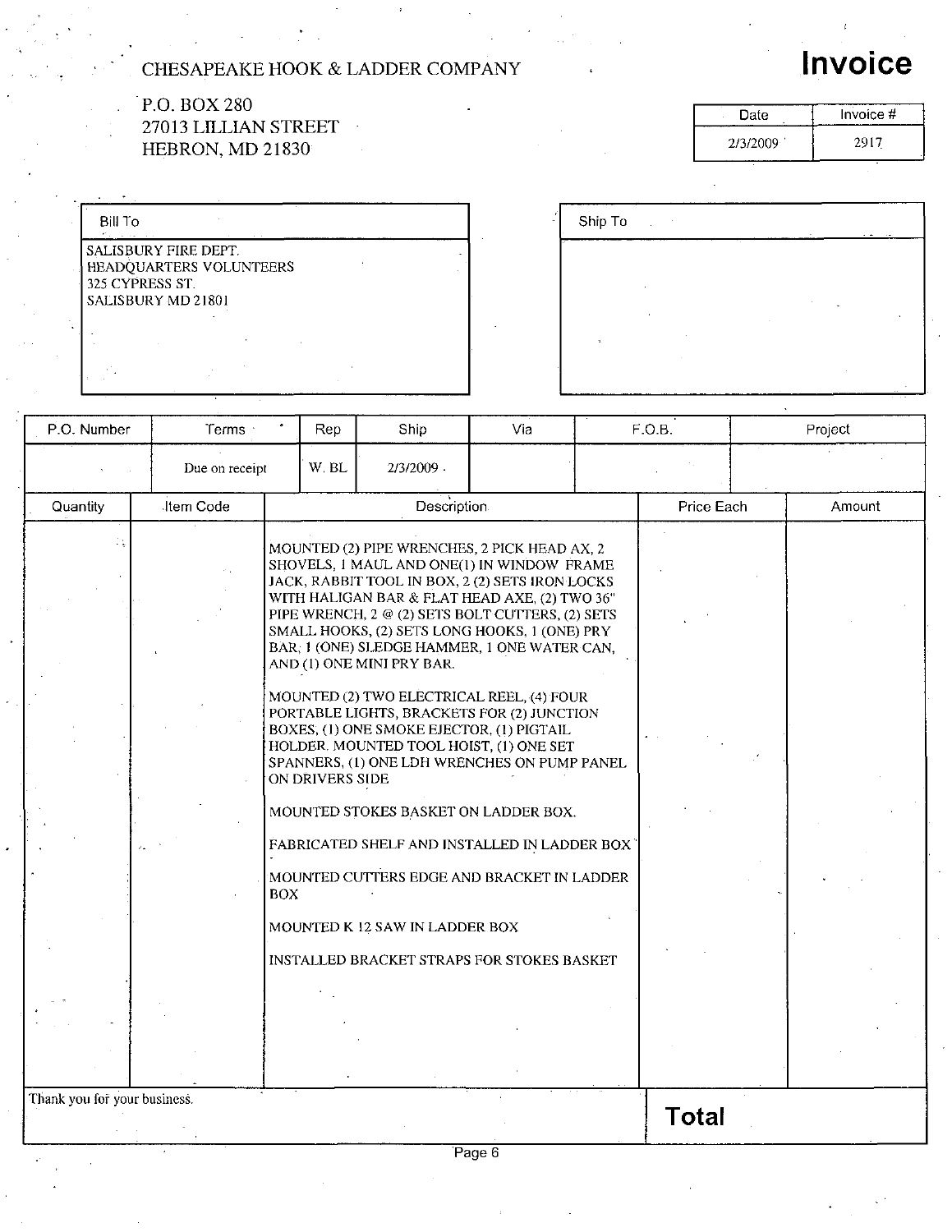CHESAPEAKE HOOK & LADDER COMPANY

P.O. BOX 280
27013 LILLIAN STREET
HEBRON, MD 21830

# Invoice

| Date | Invoice # |
|---|---|
| 2/3/2009 | 2917 |

| Bill To |
|---|
| SALISBURY FIRE DEPT.<br>HEADQUARTERS VOLUNTEERS<br>325 CYPRESS ST.<br>SALISBURY MD 21801 |

| Ship To |
|---|
| |

| P.O. Number | Terms | Rep | Ship | Via | F.O.B. | Project |
|---|---|---|---|---|---|---|
| | Due on receipt | W. BL | 2/3/2009 | | | |

| Quantity | Item Code | Description | Price Each | Amount |
|---|---|---|---|---|
| | | MOUNTED (2) PIPE WRENCHES, 2 PICK HEAD AX, 2 SHOVELS, 1 MAUL AND ONE(1) IN WINDOW FRAME JACK, RABBIT TOOL IN BOX, 2 (2) SETS IRON LOCKS WITH HALIGAN BAR & FLAT HEAD AXE, (2) TWO 36" PIPE WRENCH, 2 @ (2) SETS BOLT CUTTERS, (2) SETS SMALL HOOKS, (2) SETS LONG HOOKS, 1 (ONE) PRY BAR, 1 (ONE) SLEDGE HAMMER, 1 ONE WATER CAN, AND (1) ONE MINI PRY BAR. | | |
| | | MOUNTED (2) TWO ELECTRICAL REEL, (4) FOUR PORTABLE LIGHTS, BRACKETS FOR (2) JUNCTION BOXES, (1) ONE SMOKE EJECTOR, (1) PIGTAIL HOLDER. MOUNTED TOOL HOIST, (1) ONE SET SPANNERS, (1) ONE LDH WRENCHES ON PUMP PANEL ON DRIVERS SIDE | | |
| | | MOUNTED STOKES BASKET ON LADDER BOX. | | |
| | | FABRICATED SHELF AND INSTALLED IN LADDER BOX | | |
| | | MOUNTED CUTTERS EDGE AND BRACKET IN LADDER BOX | | |
| | | MOUNTED K 12 SAW IN LADDER BOX | | |
| | | INSTALLED BRACKET STRAPS FOR STOKES BASKET | | |

Thank you for your business.

**Total**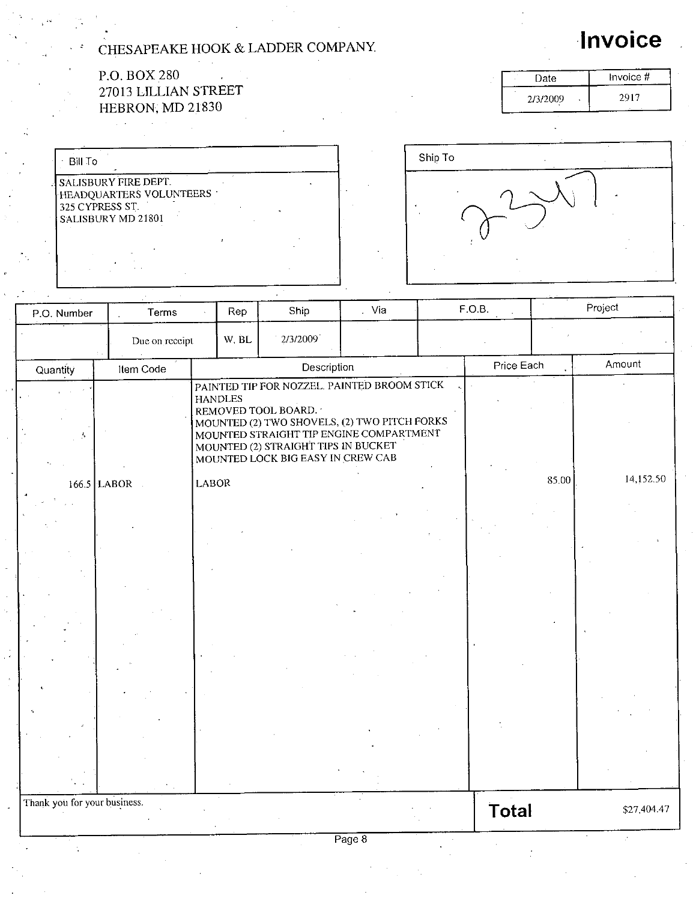CHESAPEAKE HOOK & LADDER COMPANY.

P.O. BOX 280
27013 LILLIAN STREET
HEBRON, MD 21830

# Invoice

| Date | Invoice # |
|---|---|
| 2/3/2009 | 2917 |

| Bill To |
|---|
| SALISBURY FIRE DEPT.<br>HEADQUARTERS VOLUNTEERS<br>325 CYPRESS ST.<br>SALISBURY MD 21801 |

| Ship To |
|---|
| 2347 |

| P.O. Number | Terms | Rep | Ship | Via | F.O.B. | Project |
|---|---|---|---|---|---|---|
| | Due on receipt | W. BL | 2/3/2009 | | | |

| Quantity | Item Code | Description | Price Each | Amount |
|---|---|---|---|---|
| | | PAINTED TIP FOR NOZZEL. PAINTED BROOM STICK HANDLES<br>REMOVED TOOL BOARD.<br>MOUNTED (2) TWO SHOVELS, (2) TWO PITCH FORKS<br>MOUNTED STRAIGHT TIP ENGINE COMPARTMENT<br>MOUNTED (2) STRAIGHT TIPS IN BUCKET<br>MOUNTED LOCK BIG EASY IN CREW CAB | | |
| 166.5 | LABOR | LABOR | 85.00 | 14,152.50 |

Thank you for your business.

**Total** $27,404.47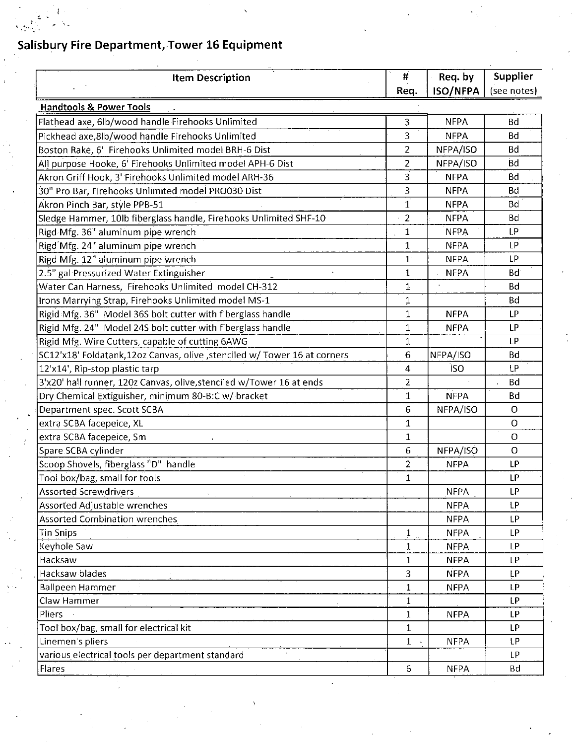# Salisbury Fire Department, Tower 16 Equipment

| Item Description | # Req. | Req. by ISO/NFPA | Supplier (see notes) |
|---|---|---|---|
| **Handtools & Power Tools** | | | |
| Flathead axe, 6lb/wood handle Firehooks Unlimited | 3 | NFPA | Bd |
| Pickhead axe,8lb/wood handle Firehooks Unlimited | 3 | NFPA | Bd |
| Boston Rake, 6' Firehooks Unlimited model BRH-6 Dist | 2 | NFPA/ISO | Bd |
| All purpose Hooke, 6' Firehooks Unlimited model APH-6 Dist | 2 | NFPA/ISO | Bd |
| Akron Griff Hook, 3' Firehooks Unlimited model ARH-36 | 3 | NFPA | Bd |
| 30" Pro Bar, Firehooks Unlimited model PRO030 Dist | 3 | NFPA | Bd |
| Akron Pinch Bar, style PPB-51 | 1 | NFPA | Bd |
| Sledge Hammer, 10lb fiberglass handle, Firehooks Unlimited SHF-10 | 2 | NFPA | Bd |
| Rigd Mfg. 36" aluminum pipe wrench | 1 | NFPA | LP |
| Rigd Mfg. 24" aluminum pipe wrench | 1 | NFPA | LP |
| Rigd Mfg. 12" aluminum pipe wrench | 1 | NFPA | LP |
| 2.5" gal Pressurized Water Extinguisher | 1 | NFPA | Bd |
| Water Can Harness, Firehooks Unlimited model CH-312 | 1 | | Bd |
| Irons Marrying Strap, Firehooks Unlimited model MS-1 | 1 | | Bd |
| Rigid Mfg. 36" Model 36S bolt cutter with fiberglass handle | 1 | NFPA | LP |
| Rigid Mfg. 24" Model 24S bolt cutter with fiberglass handle | 1 | NFPA | LP |
| Rigid Mfg. Wire Cutters, capable of cutting 6AWG | 1 | | LP |
| SC12'x18' Foldatank,12oz Canvas, olive ,stenciled w/ Tower 16 at corners | 6 | NFPA/ISO | Bd |
| 12'x14', Rip-stop plastic tarp | 4 | ISO | LP |
| 3'x20' hall runner, 12Oz Canvas, olive,stenciled w/Tower 16 at ends | 2 | | Bd |
| Dry Chemical Extiguisher, minimum 80-B:C w/ bracket | 1 | NFPA | Bd |
| Department spec. Scott SCBA | 6 | NFPA/ISO | O |
| extra SCBA facepeice, XL | 1 | | O |
| extra SCBA facepeice, Sm | 1 | | O |
| Spare SCBA cylinder | 6 | NFPA/ISO | O |
| Scoop Shovels, fiberglass "D" handle | 2 | NFPA | LP |
| Tool box/bag, small for tools | 1 | | LP |
| Assorted Screwdrivers | | NFPA | LP |
| Assorted Adjustable wrenches | | NFPA | LP |
| Assorted Combination wrenches | | NFPA | LP |
| Tin Snips | 1 | NFPA | LP |
| Keyhole Saw | 1 | NFPA | LP |
| Hacksaw | 1 | NFPA | LP |
| Hacksaw blades | 3 | NFPA | LP |
| Ballpeen Hammer | 1 | NFPA | LP |
| Claw Hammer | 1 | | LP |
| Pliers | 1 | NFPA | LP |
| Tool box/bag, small for electrical kit | 1 | | LP |
| Linemen's pliers | 1 | NFPA | LP |
| various electrical tools per department standard | | | LP |
| Flares | 6 | NFPA | Bd |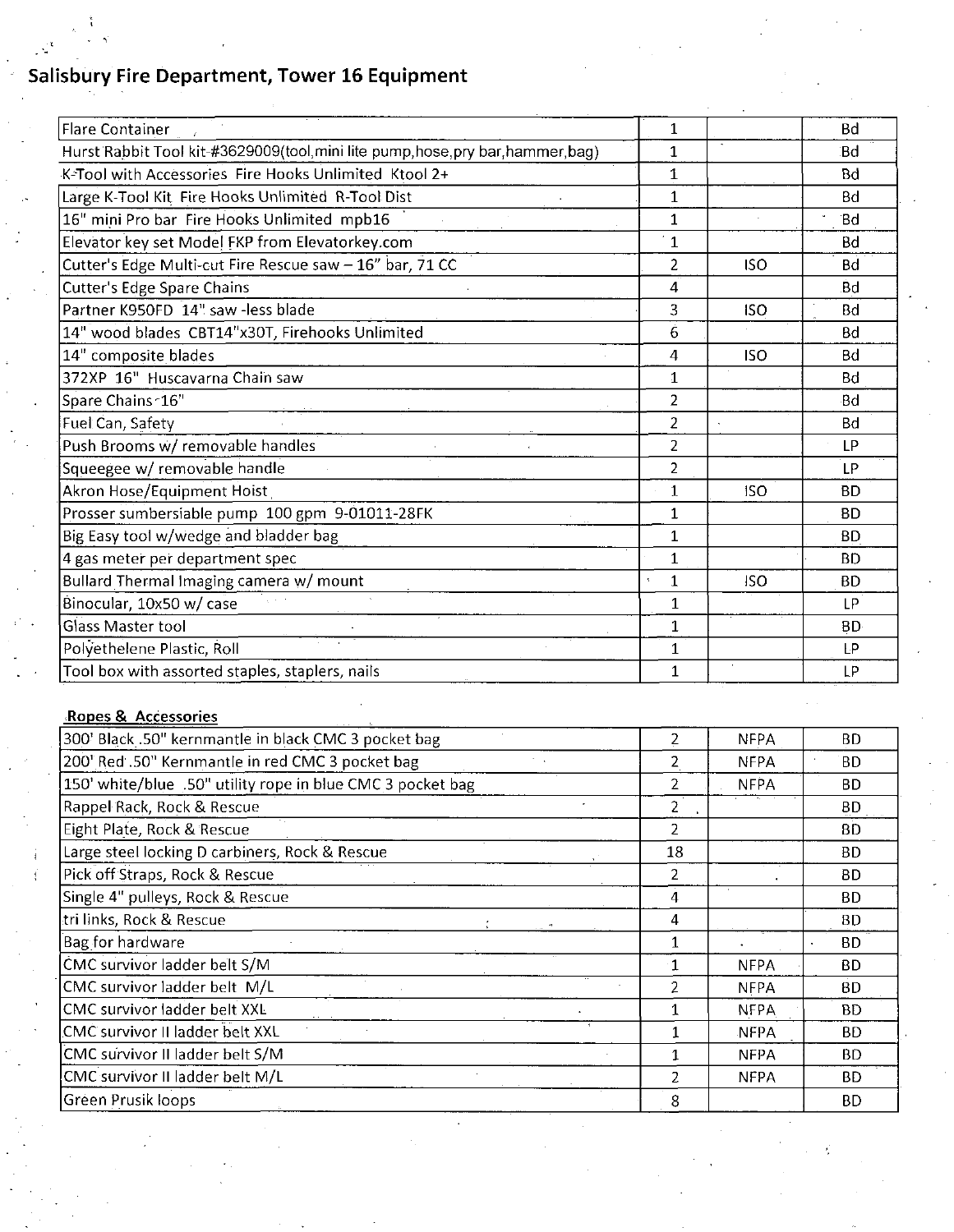# Salisbury Fire Department, Tower 16 Equipment

| | | | |
|---|---|---|---|
| Flare Container | 1 | | Bd |
| Hurst Rabbit Tool kit #3629009(tool,mini lite pump,hose,pry bar,hammer,bag) | 1 | | Bd |
| K-Tool with Accessories Fire Hooks Unlimited Ktool 2+ | 1 | | Bd |
| Large K-Tool Kit Fire Hooks Unlimited R-Tool Dist | 1 | | Bd |
| 16" mini Pro bar Fire Hooks Unlimited mpb16 | 1 | | Bd |
| Elevator key set Model FKP from Elevatorkey.com | 1 | | Bd |
| Cutter's Edge Multi-cut Fire Rescue saw – 16" bar, 71 CC | 2 | ISO | Bd |
| Cutter's Edge Spare Chains | 4 | | Bd |
| Partner K950FD 14" saw -less blade | 3 | ISO | Bd |
| 14" wood blades CBT14"x30T, Firehooks Unlimited | 6 | | Bd |
| 14" composite blades | 4 | ISO | Bd |
| 372XP 16" Huscavarna Chain saw | 1 | | Bd |
| Spare Chains 16" | 2 | | Bd |
| Fuel Can, Safety | 2 | | Bd |
| Push Brooms w/ removable handles | 2 | | LP |
| Squeegee w/ removable handle | 2 | | LP |
| Akron Hose/Equipment Hoist | 1 | ISO | BD |
| Prosser sumbersiable pump 100 gpm 9-01011-28FK | 1 | | BD |
| Big Easy tool w/wedge and bladder bag | 1 | | BD |
| 4 gas meter per department spec | 1 | | BD |
| Bullard Thermal Imaging camera w/ mount | 1 | ISO | BD |
| Binocular, 10x50 w/ case | 1 | | LP |
| Glass Master tool | 1 | | BD |
| Polyethelene Plastic, Roll | 1 | | LP |
| Tool box with assorted staples, staplers, nails | 1 | | LP |

**Ropes & Accessories**

| | | | |
|---|---|---|---|
| 300' Black .50" kernmantle in black CMC 3 pocket bag | 2 | NFPA | BD |
| 200' Red .50" Kernmantle in red CMC 3 pocket bag | 2 | NFPA | BD |
| 150' white/blue .50" utility rope in blue CMC 3 pocket bag | 2 | NFPA | BD |
| Rappel Rack, Rock & Rescue | 2 | | BD |
| Eight Plate, Rock & Rescue | 2 | | BD |
| Large steel locking D carbiners, Rock & Rescue | 18 | | BD |
| Pick off Straps, Rock & Rescue | 2 | | BD |
| Single 4" pulleys, Rock & Rescue | 4 | | BD |
| tri links, Rock & Rescue | 4 | | BD |
| Bag for hardware | 1 | | BD |
| CMC survivor ladder belt S/M | 1 | NFPA | BD |
| CMC survivor ladder belt M/L | 2 | NFPA | BD |
| CMC survivor ladder belt XXL | 1 | NFPA | BD |
| CMC survivor II ladder belt XXL | 1 | NFPA | BD |
| CMC survivor II ladder belt S/M | 1 | NFPA | BD |
| CMC survivor II ladder belt M/L | 2 | NFPA | BD |
| Green Prusik loops | 8 | | BD |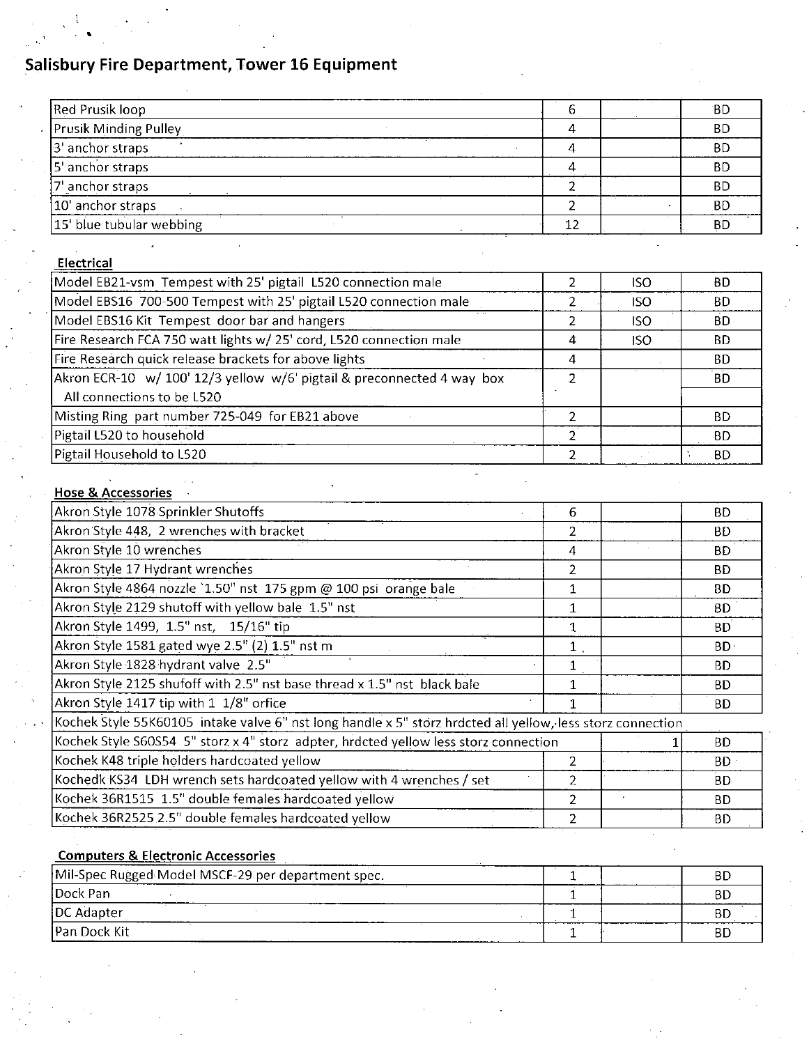# Salisbury Fire Department, Tower 16 Equipment

| | | | |
|---|---|---|---|
| Red Prusik loop | 6 | | BD |
| Prusik Minding Pulley | 4 | | BD |
| 3' anchor straps | 4 | | BD |
| 5' anchor straps | 4 | | BD |
| 7' anchor straps | 2 | | BD |
| 10' anchor straps | 2 | | BD |
| 15' blue tubular webbing | 12 | | BD |

**Electrical**

| | | | |
|---|---|---|---|
| Model EB21-vsm Tempest with 25' pigtail L520 connection male | 2 | ISO | BD |
| Model EBS16 700-500 Tempest with 25' pigtail L520 connection male | 2 | ISO | BD |
| Model EBS16 Kit Tempest door bar and hangers | 2 | ISO | BD |
| Fire Research FCA 750 watt lights w/ 25' cord, L520 connection male | 4 | ISO | BD |
| Fire Research quick release brackets for above lights | 4 | | BD |
| Akron ECR-10 w/ 100' 12/3 yellow w/6' pigtail & preconnected 4 way box | 2 | | BD |
| All connections to be L520 | | | |
| Misting Ring part number 725-049 for EB21 above | 2 | | BD |
| Pigtail L520 to household | 2 | | BD |
| Pigtail Household to L520 | 2 | | BD |

**Hose & Accessories**

| | | | |
|---|---|---|---|
| Akron Style 1078 Sprinkler Shutoffs | 6 | | BD |
| Akron Style 448, 2 wrenches with bracket | 2 | | BD |
| Akron Style 10 wrenches | 4 | | BD |
| Akron Style 17 Hydrant wrenches | 2 | | BD |
| Akron Style 4864 nozzle `1.50" nst 175 gpm @ 100 psi orange bale | 1 | | BD |
| Akron Style 2129 shutoff with yellow bale 1.5" nst | 1 | | BD |
| Akron Style 1499, 1.5" nst, 15/16" tip | 1 | | BD |
| Akron Style 1581 gated wye 2.5" (2) 1.5" nst m | 1 | | BD |
| Akron Style 1828 hydrant valve 2.5" | 1 | | BD |
| Akron Style 2125 shufoff with 2.5" nst base thread x 1.5" nst black bale | 1 | | BD |
| Akron Style 1417 tip with 1 1/8" orfice | 1 | | BD |
| Kochek Style 55K60105 intake valve 6" nst long handle x 5" storz hrdcted all yellow, less storz connection | | | |
| Kochek Style S60S54 5" storz x 4" storz adpter, hrdcted yellow less storz connection | | 1 | BD |
| Kochek K48 triple holders hardcoated yellow | 2 | | BD |
| Kochedk KS34 LDH wrench sets hardcoated yellow with 4 wrenches / set | 2 | | BD |
| Kochek 36R1515 1.5" double females hardcoated yellow | 2 | | BD |
| Kochek 36R2525 2.5" double females hardcoated yellow | 2 | | BD |

**Computers & Electronic Accessories**

| | | | |
|---|---|---|---|
| Mil-Spec Rugged Model MSCF-29 per department spec. | 1 | | BD |
| Dock Pan | 1 | | BD |
| DC Adapter | 1 | | BD |
| Pan Dock Kit | 1 | | BD |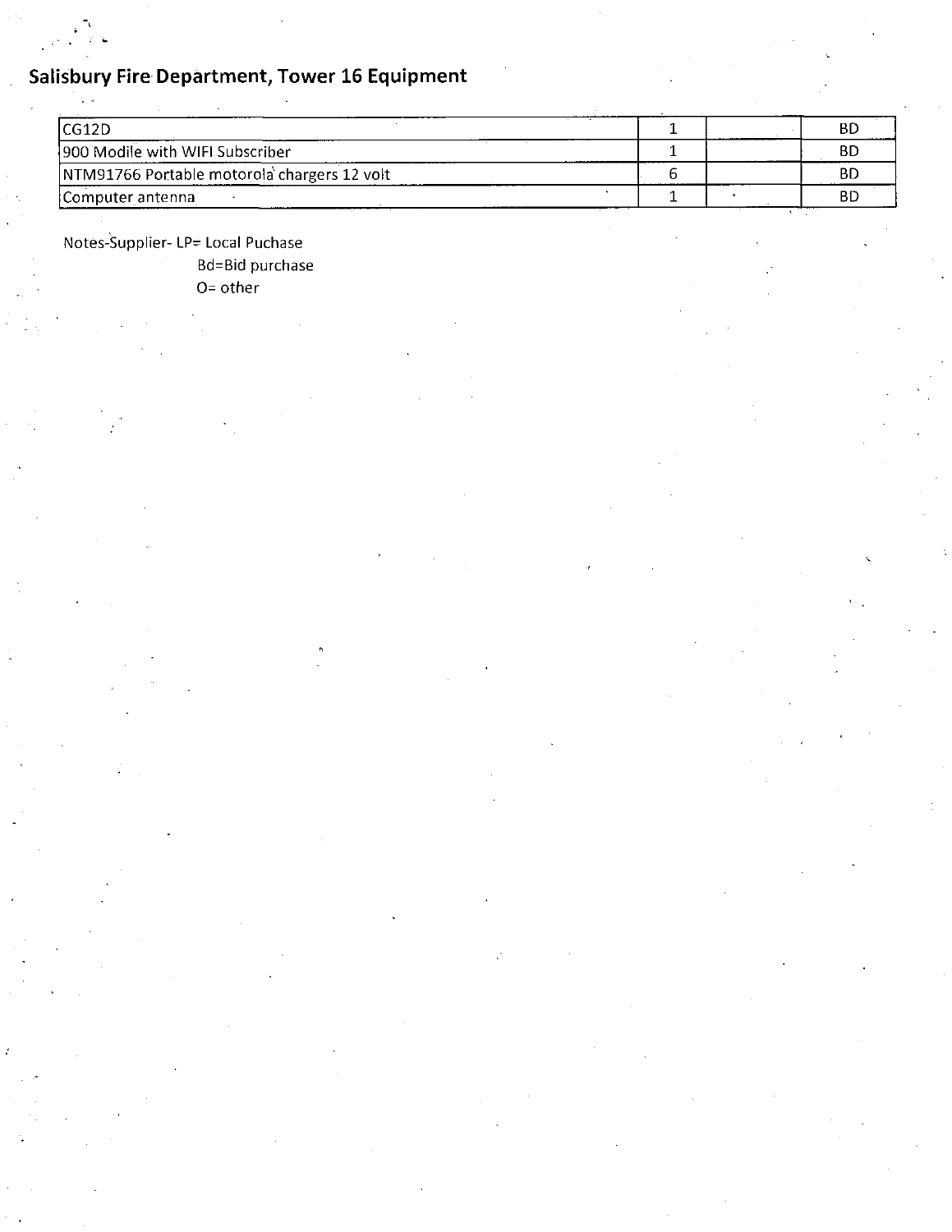## Salisbury Fire Department, Tower 16 Equipment

| | | | |
|---|---|---|---|
| CG12D | 1 | | BD |
| 900 Modile with WIFI Subscriber | 1 | | BD |
| NTM91766 Portable motorola chargers 12 volt | 6 | | BD |
| Computer antenna | 1 | | BD |

Notes-Supplier- LP= Local Puchase

Bd=Bid purchase

O= other